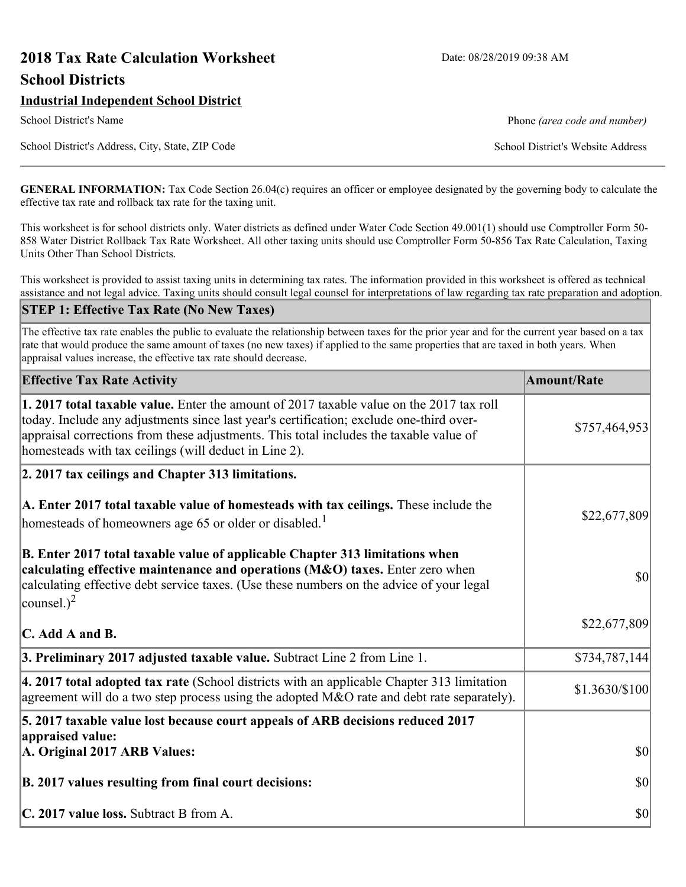# 2018 Tax Rate Calculation Worksheet

Date: 08/28/2019 09:38 AM

## School Districts

**Industrial Independent School District**

School District's Name

Phone *(area code and number)*

School District's Address, City, State, ZIP Code

School District's Website Address

**GENERAL INFORMATION:** Tax Code Section 26.04(c) requires an officer or employee designated by the governing body to calculate the effective tax rate and rollback tax rate for the taxing unit.

This worksheet is for school districts only. Water districts as defined under Water Code Section 49.001(1) should use Comptroller Form 50-858 Water District Rollback Tax Rate Worksheet. All other taxing units should use Comptroller Form 50-856 Tax Rate Calculation, Taxing Units Other Than School Districts.

This worksheet is provided to assist taxing units in determining tax rates. The information provided in this worksheet is offered as technical assistance and not legal advice. Taxing units should consult legal counsel for interpretations of law regarding tax rate preparation and adoption.

### STEP 1: Effective Tax Rate (No New Taxes)

The effective tax rate enables the public to evaluate the relationship between taxes for the prior year and for the current year based on a tax rate that would produce the same amount of taxes (no new taxes) if applied to the same properties that are taxed in both years. When appraisal values increase, the effective tax rate should decrease.

| Effective Tax Rate Activity | Amount/Rate |
|---|---|
| **1. 2017 total taxable value.** Enter the amount of 2017 taxable value on the 2017 tax roll today. Include any adjustments since last year's certification; exclude one-third over-appraisal corrections from these adjustments. This total includes the taxable value of homesteads with tax ceilings (will deduct in Line 2). | $757,464,953 |
| **2. 2017 tax ceilings and Chapter 313 limitations.** | |
| **A. Enter 2017 total taxable value of homesteads with tax ceilings.** These include the homesteads of homeowners age 65 or older or disabled.[1] | $22,677,809 |
| **B. Enter 2017 total taxable value of applicable Chapter 313 limitations when calculating effective maintenance and operations (M&O) taxes.** Enter zero when calculating effective debt service taxes. (Use these numbers on the advice of your legal counsel.)[2] | $0 |
| **C. Add A and B.** | $22,677,809 |
| **3. Preliminary 2017 adjusted taxable value.** Subtract Line 2 from Line 1. | $734,787,144 |
| **4. 2017 total adopted tax rate** (School districts with an applicable Chapter 313 limitation agreement will do a two step process using the adopted M&O rate and debt rate separately). | $1.3630/$100 |
| **5. 2017 taxable value lost because court appeals of ARB decisions reduced 2017 appraised value:** | |
| **A. Original 2017 ARB Values:** | $0 |
| **B. 2017 values resulting from final court decisions:** | $0 |
| **C. 2017 value loss.** Subtract B from A. | $0 |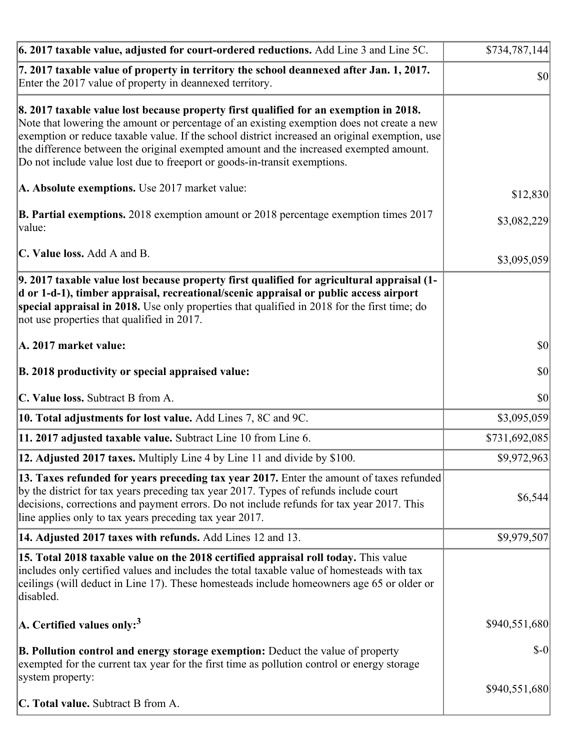| | |
|---|---|
| **6. 2017 taxable value, adjusted for court-ordered reductions.** Add Line 3 and Line 5C. | $734,787,144 |
| **7. 2017 taxable value of property in territory the school deannexed after Jan. 1, 2017.** Enter the 2017 value of property in deannexed territory. | $0 |
| **8. 2017 taxable value lost because property first qualified for an exemption in 2018.** Note that lowering the amount or percentage of an existing exemption does not create a new exemption or reduce taxable value. If the school district increased an original exemption, use the difference between the original exempted amount and the increased exempted amount. Do not include value lost due to freeport or goods-in-transit exemptions.<br><br>**A. Absolute exemptions.** Use 2017 market value:<br><br>**B. Partial exemptions.** 2018 exemption amount or 2018 percentage exemption times 2017 value:<br><br>**C. Value loss.** Add A and B. | <br><br><br><br><br>$12,830<br><br>$3,082,229<br><br>$3,095,059 |
| **9. 2017 taxable value lost because property first qualified for agricultural appraisal (1-d or 1-d-1), timber appraisal, recreational/scenic appraisal or public access airport special appraisal in 2018.** Use only properties that qualified in 2018 for the first time; do not use properties that qualified in 2017.<br><br>**A. 2017 market value:**<br><br>**B. 2018 productivity or special appraised value:**<br><br>**C. Value loss.** Subtract B from A. | <br><br><br><br>$0<br><br>$0<br><br>$0 |
| **10. Total adjustments for lost value.** Add Lines 7, 8C and 9C. | $3,095,059 |
| **11. 2017 adjusted taxable value.** Subtract Line 10 from Line 6. | $731,692,085 |
| **12. Adjusted 2017 taxes.** Multiply Line 4 by Line 11 and divide by $100. | $9,972,963 |
| **13. Taxes refunded for years preceding tax year 2017.** Enter the amount of taxes refunded by the district for tax years preceding tax year 2017. Types of refunds include court decisions, corrections and payment errors. Do not include refunds for tax year 2017. This line applies only to tax years preceding tax year 2017. | $6,544 |
| **14. Adjusted 2017 taxes with refunds.** Add Lines 12 and 13. | $9,979,507 |
| **15. Total 2018 taxable value on the 2018 certified appraisal roll today.** This value includes only certified values and includes the total taxable value of homesteads with tax ceilings (will deduct in Line 17). These homesteads include homeowners age 65 or older or disabled.<br><br>**A. Certified values only:**[3]<br><br>**B. Pollution control and energy storage exemption:** Deduct the value of property exempted for the current tax year for the first time as pollution control or energy storage system property:<br><br>**C. Total value.** Subtract B from A. | <br><br><br><br>$940,551,680<br><br>$-0<br><br>$940,551,680 |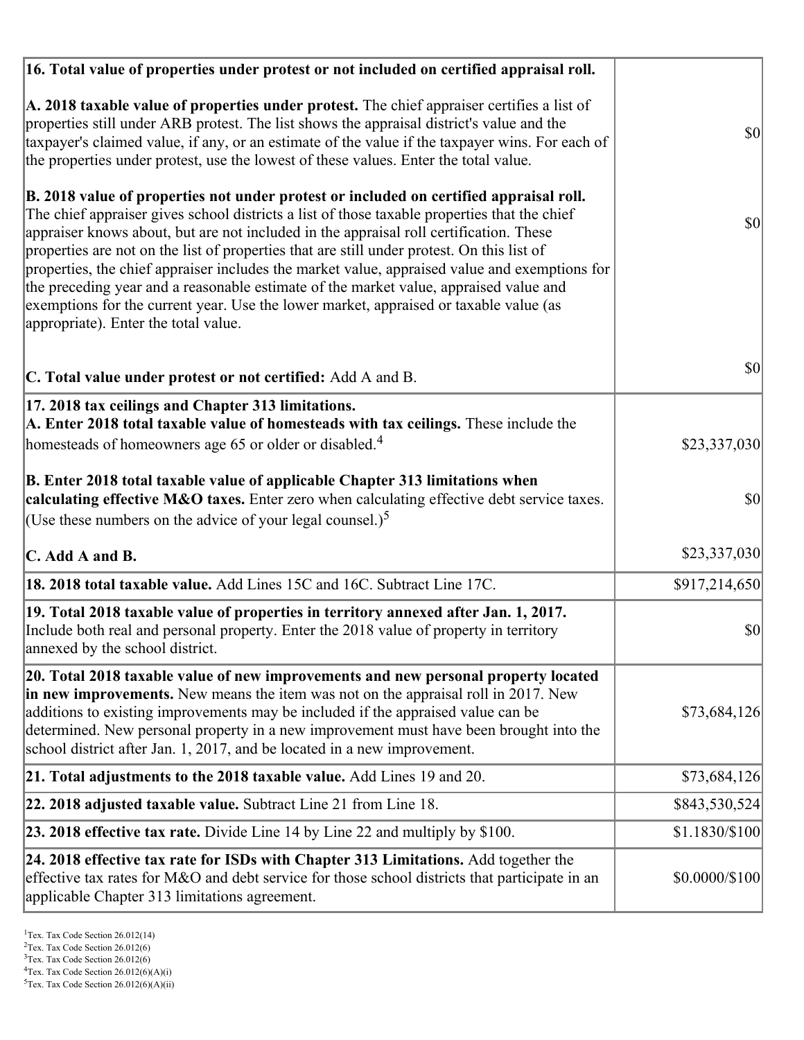| | |
|---|---|
| **16. Total value of properties under protest or not included on certified appraisal roll.** | |
| **A. 2018 taxable value of properties under protest.** The chief appraiser certifies a list of properties still under ARB protest. The list shows the appraisal district's value and the taxpayer's claimed value, if any, or an estimate of the value if the taxpayer wins. For each of the properties under protest, use the lowest of these values. Enter the total value. | $0 |
| **B. 2018 value of properties not under protest or included on certified appraisal roll.** The chief appraiser gives school districts a list of those taxable properties that the chief appraiser knows about, but are not included in the appraisal roll certification. These properties are not on the list of properties that are still under protest. On this list of properties, the chief appraiser includes the market value, appraised value and exemptions for the preceding year and a reasonable estimate of the market value, appraised value and exemptions for the current year. Use the lower market, appraised or taxable value (as appropriate). Enter the total value. | $0 |
| **C. Total value under protest or not certified:** Add A and B. | $0 |
| **17. 2018 tax ceilings and Chapter 313 limitations.** | |
| **A. Enter 2018 total taxable value of homesteads with tax ceilings.** These include the homesteads of homeowners age 65 or older or disabled.[4] | $23,337,030 |
| **B. Enter 2018 total taxable value of applicable Chapter 313 limitations when calculating effective M&O taxes.** Enter zero when calculating effective debt service taxes. (Use these numbers on the advice of your legal counsel.)[5] | $0 |
| **C. Add A and B.** | $23,337,030 |
| **18. 2018 total taxable value.** Add Lines 15C and 16C. Subtract Line 17C. | $917,214,650 |
| **19. Total 2018 taxable value of properties in territory annexed after Jan. 1, 2017.** Include both real and personal property. Enter the 2018 value of property in territory annexed by the school district. | $0 |
| **20. Total 2018 taxable value of new improvements and new personal property located in new improvements.** New means the item was not on the appraisal roll in 2017. New additions to existing improvements may be included if the appraised value can be determined. New personal property in a new improvement must have been brought into the school district after Jan. 1, 2017, and be located in a new improvement. | $73,684,126 |
| **21. Total adjustments to the 2018 taxable value.** Add Lines 19 and 20. | $73,684,126 |
| **22. 2018 adjusted taxable value.** Subtract Line 21 from Line 18. | $843,530,524 |
| **23. 2018 effective tax rate.** Divide Line 14 by Line 22 and multiply by $100. | $1.1830/$100 |
| **24. 2018 effective tax rate for ISDs with Chapter 313 Limitations.** Add together the effective tax rates for M&O and debt service for those school districts that participate in an applicable Chapter 313 limitations agreement. | $0.0000/$100 |

[1]Tex. Tax Code Section 26.012(14)
[2]Tex. Tax Code Section 26.012(6)
[3]Tex. Tax Code Section 26.012(6)
[4]Tex. Tax Code Section 26.012(6)(A)(i)
[5]Tex. Tax Code Section 26.012(6)(A)(ii)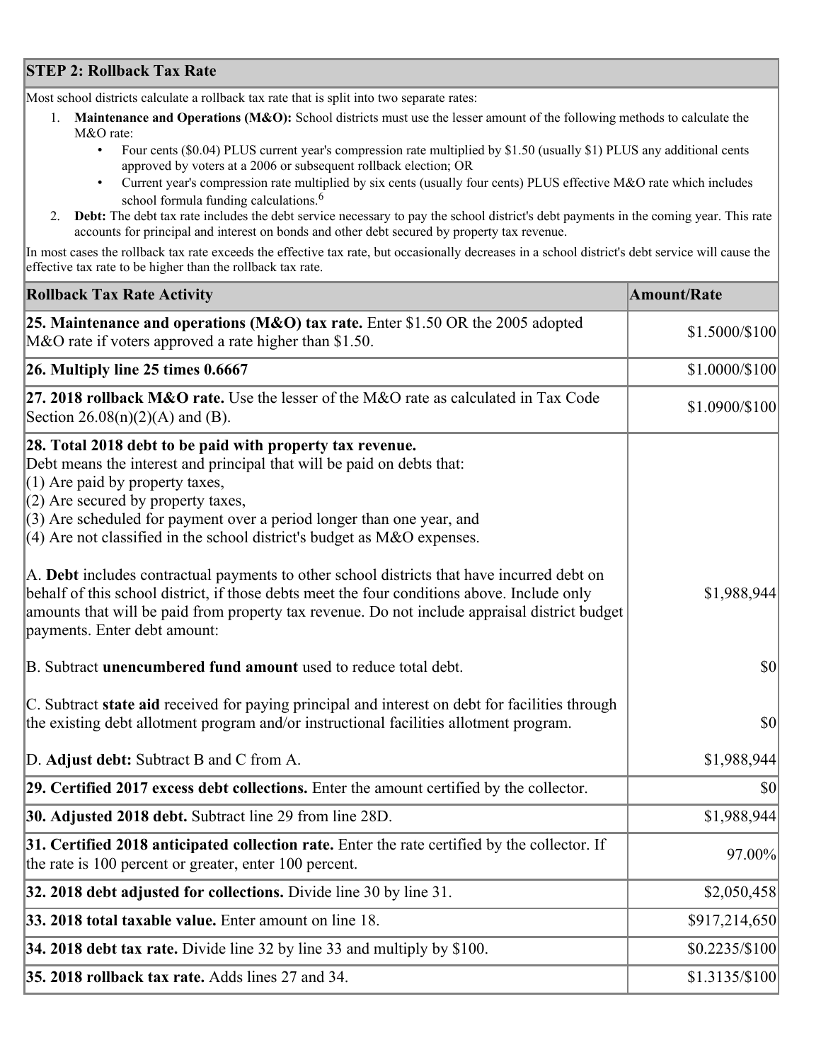## STEP 2: Rollback Tax Rate

Most school districts calculate a rollback tax rate that is split into two separate rates:

1. **Maintenance and Operations (M&O):** School districts must use the lesser amount of the following methods to calculate the M&O rate:
   - Four cents ($0.04) PLUS current year's compression rate multiplied by $1.50 (usually $1) PLUS any additional cents approved by voters at a 2006 or subsequent rollback election; OR
   - Current year's compression rate multiplied by six cents (usually four cents) PLUS effective M&O rate which includes school formula funding calculations.[6]
2. **Debt:** The debt tax rate includes the debt service necessary to pay the school district's debt payments in the coming year. This rate accounts for principal and interest on bonds and other debt secured by property tax revenue.

In most cases the rollback tax rate exceeds the effective tax rate, but occasionally decreases in a school district's debt service will cause the effective tax rate to be higher than the rollback tax rate.

| Rollback Tax Rate Activity | Amount/Rate |
|---|---|
| **25. Maintenance and operations (M&O) tax rate.** Enter $1.50 OR the 2005 adopted M&O rate if voters approved a rate higher than $1.50. | $1.5000/$100 |
| **26. Multiply line 25 times 0.6667** | $1.0000/$100 |
| **27. 2018 rollback M&O rate.** Use the lesser of the M&O rate as calculated in Tax Code Section 26.08(n)(2)(A) and (B). | $1.0900/$100 |
| **28. Total 2018 debt to be paid with property tax revenue.** Debt means the interest and principal that will be paid on debts that: (1) Are paid by property taxes, (2) Are secured by property taxes, (3) Are scheduled for payment over a period longer than one year, and (4) Are not classified in the school district's budget as M&O expenses. | |
| A. **Debt** includes contractual payments to other school districts that have incurred debt on behalf of this school district, if those debts meet the four conditions above. Include only amounts that will be paid from property tax revenue. Do not include appraisal district budget payments. Enter debt amount: | $1,988,944 |
| B. Subtract **unencumbered fund amount** used to reduce total debt. | $0 |
| C. Subtract **state aid** received for paying principal and interest on debt for facilities through the existing debt allotment program and/or instructional facilities allotment program. | $0 |
| D. **Adjust debt:** Subtract B and C from A. | $1,988,944 |
| **29. Certified 2017 excess debt collections.** Enter the amount certified by the collector. | $0 |
| **30. Adjusted 2018 debt.** Subtract line 29 from line 28D. | $1,988,944 |
| **31. Certified 2018 anticipated collection rate.** Enter the rate certified by the collector. If the rate is 100 percent or greater, enter 100 percent. | 97.00% |
| **32. 2018 debt adjusted for collections.** Divide line 30 by line 31. | $2,050,458 |
| **33. 2018 total taxable value.** Enter amount on line 18. | $917,214,650 |
| **34. 2018 debt tax rate.** Divide line 32 by line 33 and multiply by $100. | $0.2235/$100 |
| **35. 2018 rollback tax rate.** Adds lines 27 and 34. | $1.3135/$100 |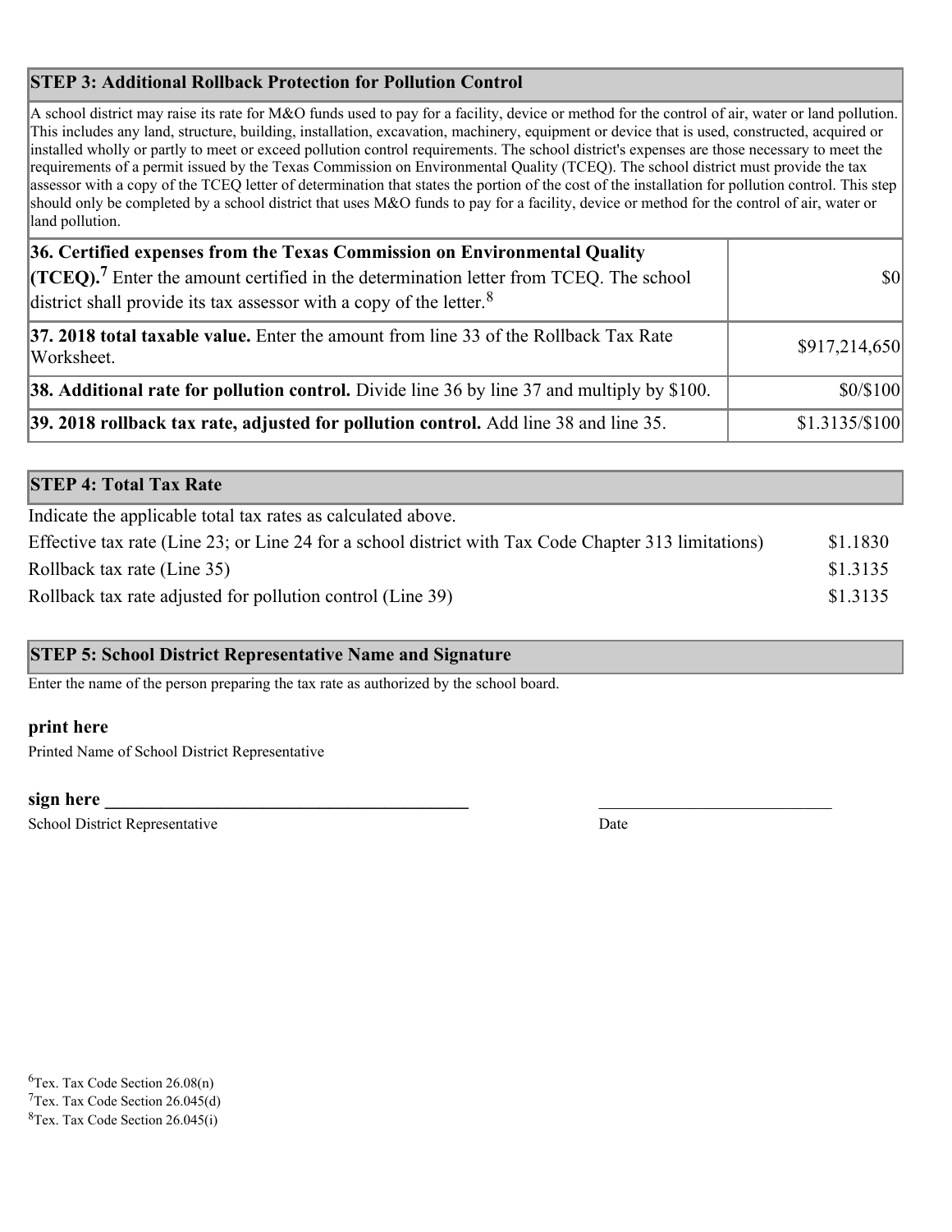## STEP 3: Additional Rollback Protection for Pollution Control

A school district may raise its rate for M&O funds used to pay for a facility, device or method for the control of air, water or land pollution. This includes any land, structure, building, installation, excavation, machinery, equipment or device that is used, constructed, acquired or installed wholly or partly to meet or exceed pollution control requirements. The school district's expenses are those necessary to meet the requirements of a permit issued by the Texas Commission on Environmental Quality (TCEQ). The school district must provide the tax assessor with a copy of the TCEQ letter of determination that states the portion of the cost of the installation for pollution control. This step should only be completed by a school district that uses M&O funds to pay for a facility, device or method for the control of air, water or land pollution.

| | |
|---|---|
| **36. Certified expenses from the Texas Commission on Environmental Quality (TCEQ).**[7] Enter the amount certified in the determination letter from TCEQ. The school district shall provide its tax assessor with a copy of the letter.[8] | $0 |
| **37. 2018 total taxable value.** Enter the amount from line 33 of the Rollback Tax Rate Worksheet. | $917,214,650 |
| **38. Additional rate for pollution control.** Divide line 36 by line 37 and multiply by $100. | $0/$100 |
| **39. 2018 rollback tax rate, adjusted for pollution control.** Add line 38 and line 35. | $1.3135/$100 |

## STEP 4: Total Tax Rate

Indicate the applicable total tax rates as calculated above.

| | |
|---|---|
| Effective tax rate (Line 23; or Line 24 for a school district with Tax Code Chapter 313 limitations) | $1.1830 |
| Rollback tax rate (Line 35) | $1.3135 |
| Rollback tax rate adjusted for pollution control (Line 39) | $1.3135 |

## STEP 5: School District Representative Name and Signature

Enter the name of the person preparing the tax rate as authorized by the school board.

**print here**

Printed Name of School District Representative

**sign here** ______________________________________ ___________________________

School District Representative Date

[6]Tex. Tax Code Section 26.08(n)
[7]Tex. Tax Code Section 26.045(d)
[8]Tex. Tax Code Section 26.045(i)